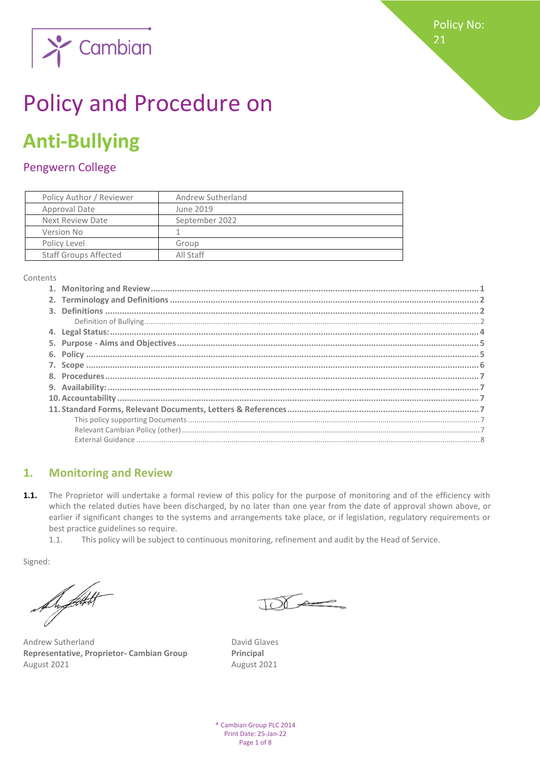Policy No: 21

Cambian

# Policy and Procedure on

# Anti-Bullying

## Pengwern College

| Policy Author / Reviewer | Andrew Sutherland |
|---|---|
| Approval Date | June 2019 |
| Next Review Date | September 2022 |
| Version No | 1 |
| Policy Level | Group |
| Staff Groups Affected | All Staff |

Contents

1. **Monitoring and Review** ........ 1
2. **Terminology and Definitions** ........ 2
3. **Definitions** ........ 2
   - Definition of Bullying ........ 2
4. **Legal Status:** ........ 4
5. **Purpose - Aims and Objectives** ........ 5
6. **Policy** ........ 5
7. **Scope** ........ 6
8. **Procedures** ........ 7
9. **Availability:** ........ 7
10. **Accountability** ........ 7
11. **Standard Forms, Relevant Documents, Letters & References** ........ 7
    - This policy supporting Documents ........ 7
    - Relevant Cambian Policy (other) ........ 7
    - External Guidance ........ 8

## 1. Monitoring and Review

**1.1.** The Proprietor will undertake a formal review of this policy for the purpose of monitoring and of the efficiency with which the related duties have been discharged, by no later than one year from the date of approval shown above, or earlier if significant changes to the systems and arrangements take place, or if legislation, regulatory requirements or best practice guidelines so require.

1.1. This policy will be subject to continuous monitoring, refinement and audit by the Head of Service.

Signed:

Andrew Sutherland
**Representative, Proprietor- Cambian Group**
August 2021

David Glaves
**Principal**
August 2021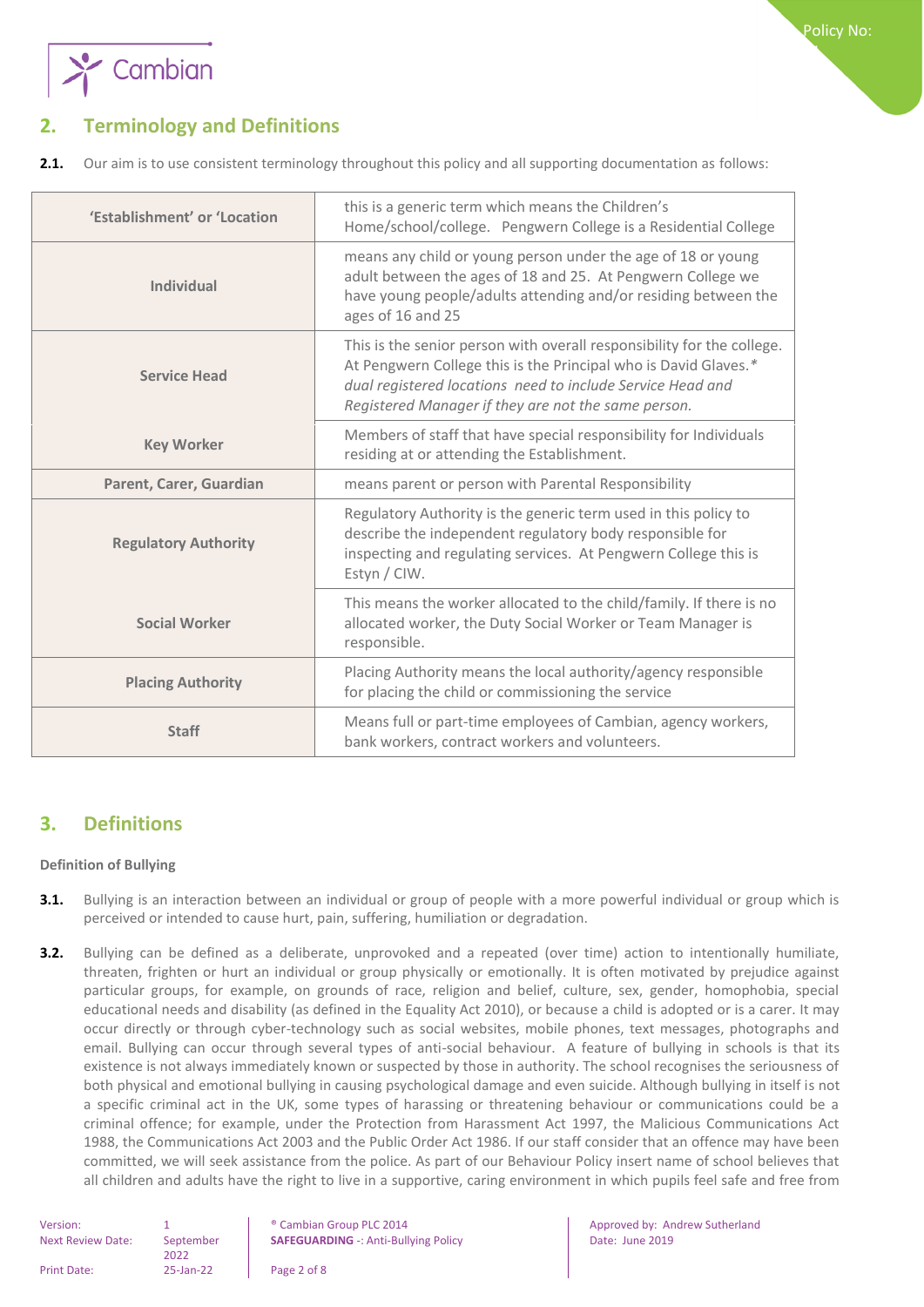## 2. Terminology and Definitions

**2.1.** Our aim is to use consistent terminology throughout this policy and all supporting documentation as follows:

| | |
|---|---|
| **'Establishment' or 'Location** | this is a generic term which means the Children's Home/school/college. Pengwern College is a Residential College |
| **Individual** | means any child or young person under the age of 18 or young adult between the ages of 18 and 25. At Pengwern College we have young people/adults attending and/or residing between the ages of 16 and 25 |
| **Service Head** | This is the senior person with overall responsibility for the college. At Pengwern College this is the Principal who is David Glaves.* *dual registered locations need to include Service Head and Registered Manager if they are not the same person.* |
| **Key Worker** | Members of staff that have special responsibility for Individuals residing at or attending the Establishment. |
| **Parent, Carer, Guardian** | means parent or person with Parental Responsibility |
| **Regulatory Authority** | Regulatory Authority is the generic term used in this policy to describe the independent regulatory body responsible for inspecting and regulating services. At Pengwern College this is Estyn / CIW. |
| **Social Worker** | This means the worker allocated to the child/family. If there is no allocated worker, the Duty Social Worker or Team Manager is responsible. |
| **Placing Authority** | Placing Authority means the local authority/agency responsible for placing the child or commissioning the service |
| **Staff** | Means full or part-time employees of Cambian, agency workers, bank workers, contract workers and volunteers. |

## 3. Definitions

**Definition of Bullying**

**3.1.** Bullying is an interaction between an individual or group of people with a more powerful individual or group which is perceived or intended to cause hurt, pain, suffering, humiliation or degradation.

**3.2.** Bullying can be defined as a deliberate, unprovoked and a repeated (over time) action to intentionally humiliate, threaten, frighten or hurt an individual or group physically or emotionally. It is often motivated by prejudice against particular groups, for example, on grounds of race, religion and belief, culture, sex, gender, homophobia, special educational needs and disability (as defined in the Equality Act 2010), or because a child is adopted or is a carer. It may occur directly or through cyber-technology such as social websites, mobile phones, text messages, photographs and email. Bullying can occur through several types of anti-social behaviour. A feature of bullying in schools is that its existence is not always immediately known or suspected by those in authority. The school recognises the seriousness of both physical and emotional bullying in causing psychological damage and even suicide. Although bullying in itself is not a specific criminal act in the UK, some types of harassing or threatening behaviour or communications could be a criminal offence; for example, under the Protection from Harassment Act 1997, the Malicious Communications Act 1988, the Communications Act 2003 and the Public Order Act 1986. If our staff consider that an offence may have been committed, we will seek assistance from the police. As part of our Behaviour Policy insert name of school believes that all children and adults have the right to live in a supportive, caring environment in which pupils feel safe and free from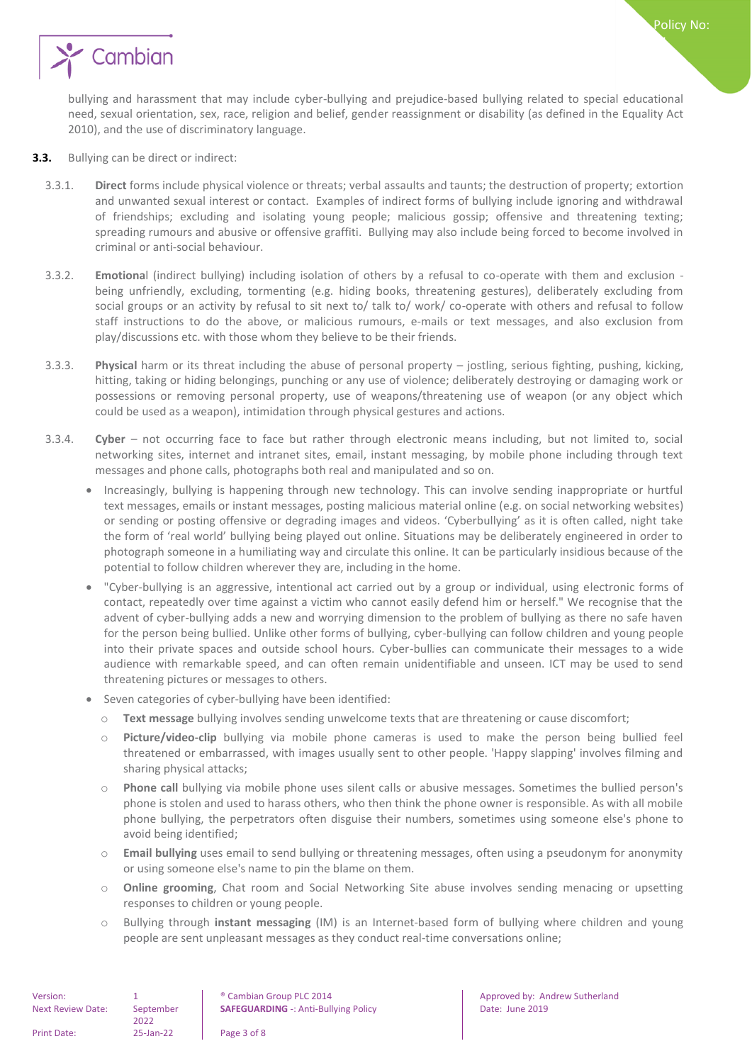bullying and harassment that may include cyber-bullying and prejudice-based bullying related to special educational need, sexual orientation, sex, race, religion and belief, gender reassignment or disability (as defined in the Equality Act 2010), and the use of discriminatory language.

**3.3.** Bullying can be direct or indirect:

3.3.1. **Direct** forms include physical violence or threats; verbal assaults and taunts; the destruction of property; extortion and unwanted sexual interest or contact. Examples of indirect forms of bullying include ignoring and withdrawal of friendships; excluding and isolating young people; malicious gossip; offensive and threatening texting; spreading rumours and abusive or offensive graffiti. Bullying may also include being forced to become involved in criminal or anti-social behaviour.

3.3.2. **Emotional** (indirect bullying) including isolation of others by a refusal to co-operate with them and exclusion - being unfriendly, excluding, tormenting (e.g. hiding books, threatening gestures), deliberately excluding from social groups or an activity by refusal to sit next to/ talk to/ work/ co-operate with others and refusal to follow staff instructions to do the above, or malicious rumours, e-mails or text messages, and also exclusion from play/discussions etc. with those whom they believe to be their friends.

3.3.3. **Physical** harm or its threat including the abuse of personal property – jostling, serious fighting, pushing, kicking, hitting, taking or hiding belongings, punching or any use of violence; deliberately destroying or damaging work or possessions or removing personal property, use of weapons/threatening use of weapon (or any object which could be used as a weapon), intimidation through physical gestures and actions.

3.3.4. **Cyber** – not occurring face to face but rather through electronic means including, but not limited to, social networking sites, internet and intranet sites, email, instant messaging, by mobile phone including through text messages and phone calls, photographs both real and manipulated and so on.

- Increasingly, bullying is happening through new technology. This can involve sending inappropriate or hurtful text messages, emails or instant messages, posting malicious material online (e.g. on social networking websites) or sending or posting offensive or degrading images and videos. 'Cyberbullying' as it is often called, night take the form of 'real world' bullying being played out online. Situations may be deliberately engineered in order to photograph someone in a humiliating way and circulate this online. It can be particularly insidious because of the potential to follow children wherever they are, including in the home.
- "Cyber-bullying is an aggressive, intentional act carried out by a group or individual, using electronic forms of contact, repeatedly over time against a victim who cannot easily defend him or herself." We recognise that the advent of cyber-bullying adds a new and worrying dimension to the problem of bullying as there no safe haven for the person being bullied. Unlike other forms of bullying, cyber-bullying can follow children and young people into their private spaces and outside school hours. Cyber-bullies can communicate their messages to a wide audience with remarkable speed, and can often remain unidentifiable and unseen. ICT may be used to send threatening pictures or messages to others.
- Seven categories of cyber-bullying have been identified:
  - **Text message** bullying involves sending unwelcome texts that are threatening or cause discomfort;
  - **Picture/video-clip** bullying via mobile phone cameras is used to make the person being bullied feel threatened or embarrassed, with images usually sent to other people. 'Happy slapping' involves filming and sharing physical attacks;
  - **Phone call** bullying via mobile phone uses silent calls or abusive messages. Sometimes the bullied person's phone is stolen and used to harass others, who then think the phone owner is responsible. As with all mobile phone bullying, the perpetrators often disguise their numbers, sometimes using someone else's phone to avoid being identified;
  - **Email bullying** uses email to send bullying or threatening messages, often using a pseudonym for anonymity or using someone else's name to pin the blame on them.
  - **Online grooming**, Chat room and Social Networking Site abuse involves sending menacing or upsetting responses to children or young people.
  - Bullying through **instant messaging** (IM) is an Internet-based form of bullying where children and young people are sent unpleasant messages as they conduct real-time conversations online;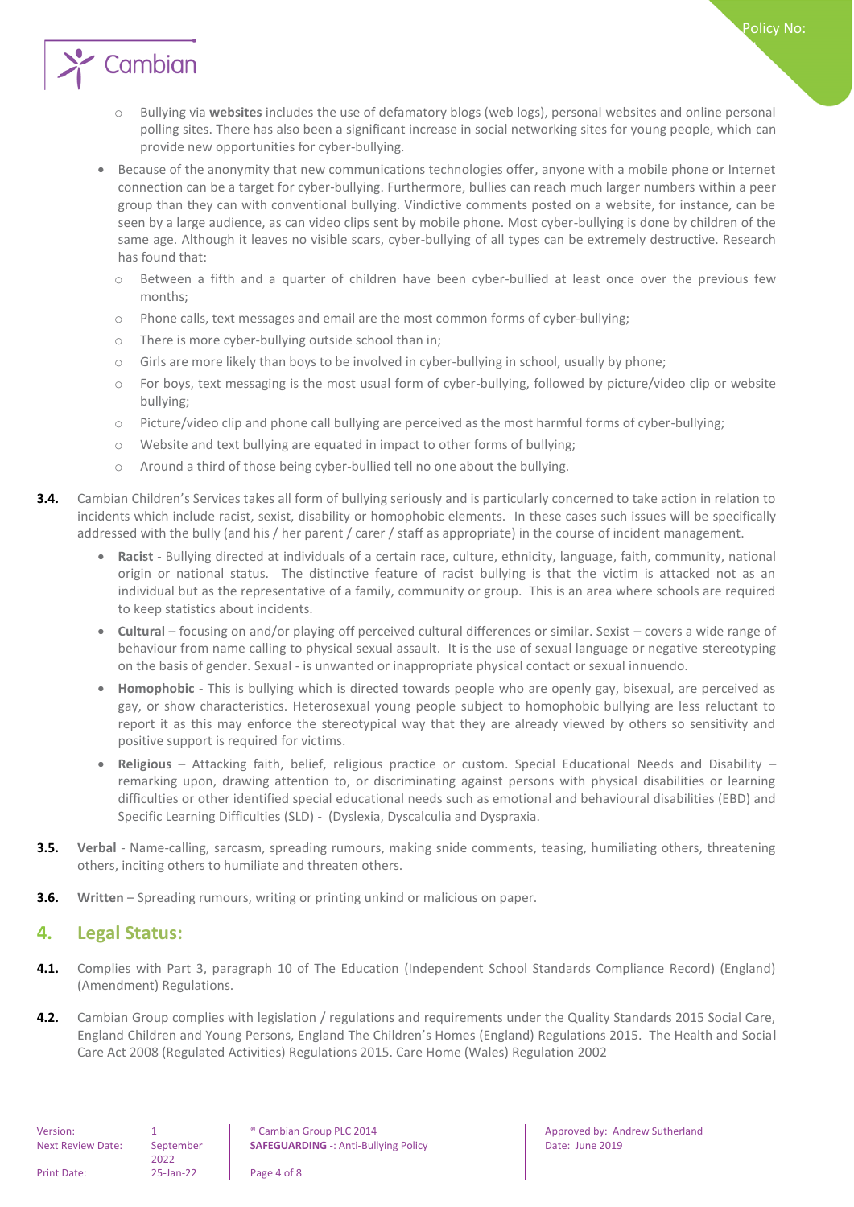- Bullying via **websites** includes the use of defamatory blogs (web logs), personal websites and online personal polling sites. There has also been a significant increase in social networking sites for young people, which can provide new opportunities for cyber-bullying.

- Because of the anonymity that new communications technologies offer, anyone with a mobile phone or Internet connection can be a target for cyber-bullying. Furthermore, bullies can reach much larger numbers within a peer group than they can with conventional bullying. Vindictive comments posted on a website, for instance, can be seen by a large audience, as can video clips sent by mobile phone. Most cyber-bullying is done by children of the same age. Although it leaves no visible scars, cyber-bullying of all types can be extremely destructive. Research has found that:
  - Between a fifth and a quarter of children have been cyber-bullied at least once over the previous few months;
  - Phone calls, text messages and email are the most common forms of cyber-bullying;
  - There is more cyber-bullying outside school than in;
  - Girls are more likely than boys to be involved in cyber-bullying in school, usually by phone;
  - For boys, text messaging is the most usual form of cyber-bullying, followed by picture/video clip or website bullying;
  - Picture/video clip and phone call bullying are perceived as the most harmful forms of cyber-bullying;
  - Website and text bullying are equated in impact to other forms of bullying;
  - Around a third of those being cyber-bullied tell no one about the bullying.

**3.4.** Cambian Children's Services takes all form of bullying seriously and is particularly concerned to take action in relation to incidents which include racist, sexist, disability or homophobic elements. In these cases such issues will be specifically addressed with the bully (and his / her parent / carer / staff as appropriate) in the course of incident management.

- **Racist** - Bullying directed at individuals of a certain race, culture, ethnicity, language, faith, community, national origin or national status. The distinctive feature of racist bullying is that the victim is attacked not as an individual but as the representative of a family, community or group. This is an area where schools are required to keep statistics about incidents.
- **Cultural** – focusing on and/or playing off perceived cultural differences or similar. Sexist – covers a wide range of behaviour from name calling to physical sexual assault. It is the use of sexual language or negative stereotyping on the basis of gender. Sexual - is unwanted or inappropriate physical contact or sexual innuendo.
- **Homophobic** - This is bullying which is directed towards people who are openly gay, bisexual, are perceived as gay, or show characteristics. Heterosexual young people subject to homophobic bullying are less reluctant to report it as this may enforce the stereotypical way that they are already viewed by others so sensitivity and positive support is required for victims.
- **Religious** – Attacking faith, belief, religious practice or custom. Special Educational Needs and Disability – remarking upon, drawing attention to, or discriminating against persons with physical disabilities or learning difficulties or other identified special educational needs such as emotional and behavioural disabilities (EBD) and Specific Learning Difficulties (SLD) - (Dyslexia, Dyscalculia and Dyspraxia.

**3.5.** **Verbal** - Name-calling, sarcasm, spreading rumours, making snide comments, teasing, humiliating others, threatening others, inciting others to humiliate and threaten others.

**3.6.** **Written** – Spreading rumours, writing or printing unkind or malicious on paper.

## 4. Legal Status:

**4.1.** Complies with Part 3, paragraph 10 of The Education (Independent School Standards Compliance Record) (England) (Amendment) Regulations.

**4.2.** Cambian Group complies with legislation / regulations and requirements under the Quality Standards 2015 Social Care, England Children and Young Persons, England The Children's Homes (England) Regulations 2015. The Health and Social Care Act 2008 (Regulated Activities) Regulations 2015. Care Home (Wales) Regulation 2002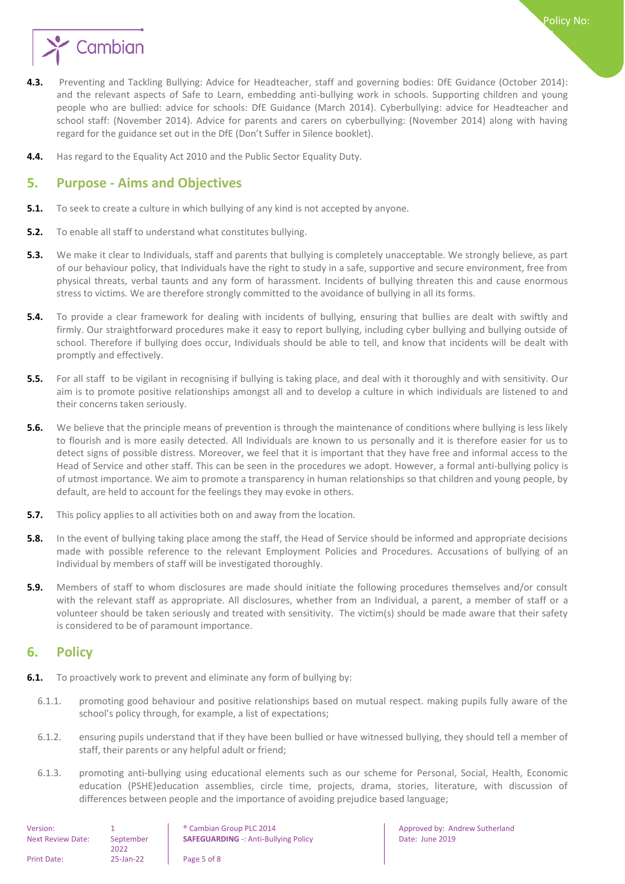**4.3.** Preventing and Tackling Bullying: Advice for Headteacher, staff and governing bodies: DfE Guidance (October 2014): and the relevant aspects of Safe to Learn, embedding anti-bullying work in schools. Supporting children and young people who are bullied: advice for schools: DfE Guidance (March 2014). Cyberbullying: advice for Headteacher and school staff: (November 2014). Advice for parents and carers on cyberbullying: (November 2014) along with having regard for the guidance set out in the DfE (Don't Suffer in Silence booklet).

**4.4.** Has regard to the Equality Act 2010 and the Public Sector Equality Duty.

## 5. Purpose - Aims and Objectives

**5.1.** To seek to create a culture in which bullying of any kind is not accepted by anyone.

**5.2.** To enable all staff to understand what constitutes bullying.

**5.3.** We make it clear to Individuals, staff and parents that bullying is completely unacceptable. We strongly believe, as part of our behaviour policy, that Individuals have the right to study in a safe, supportive and secure environment, free from physical threats, verbal taunts and any form of harassment. Incidents of bullying threaten this and cause enormous stress to victims. We are therefore strongly committed to the avoidance of bullying in all its forms.

**5.4.** To provide a clear framework for dealing with incidents of bullying, ensuring that bullies are dealt with swiftly and firmly. Our straightforward procedures make it easy to report bullying, including cyber bullying and bullying outside of school. Therefore if bullying does occur, Individuals should be able to tell, and know that incidents will be dealt with promptly and effectively.

**5.5.** For all staff to be vigilant in recognising if bullying is taking place, and deal with it thoroughly and with sensitivity. Our aim is to promote positive relationships amongst all and to develop a culture in which individuals are listened to and their concerns taken seriously.

**5.6.** We believe that the principle means of prevention is through the maintenance of conditions where bullying is less likely to flourish and is more easily detected. All Individuals are known to us personally and it is therefore easier for us to detect signs of possible distress. Moreover, we feel that it is important that they have free and informal access to the Head of Service and other staff. This can be seen in the procedures we adopt. However, a formal anti-bullying policy is of utmost importance. We aim to promote a transparency in human relationships so that children and young people, by default, are held to account for the feelings they may evoke in others.

**5.7.** This policy applies to all activities both on and away from the location.

**5.8.** In the event of bullying taking place among the staff, the Head of Service should be informed and appropriate decisions made with possible reference to the relevant Employment Policies and Procedures. Accusations of bullying of an Individual by members of staff will be investigated thoroughly.

**5.9.** Members of staff to whom disclosures are made should initiate the following procedures themselves and/or consult with the relevant staff as appropriate. All disclosures, whether from an Individual, a parent, a member of staff or a volunteer should be taken seriously and treated with sensitivity. The victim(s) should be made aware that their safety is considered to be of paramount importance.

## 6. Policy

**6.1.** To proactively work to prevent and eliminate any form of bullying by:

6.1.1. promoting good behaviour and positive relationships based on mutual respect. making pupils fully aware of the school's policy through, for example, a list of expectations;

6.1.2. ensuring pupils understand that if they have been bullied or have witnessed bullying, they should tell a member of staff, their parents or any helpful adult or friend;

6.1.3. promoting anti-bullying using educational elements such as our scheme for Personal, Social, Health, Economic education (PSHE)education assemblies, circle time, projects, drama, stories, literature, with discussion of differences between people and the importance of avoiding prejudice based language;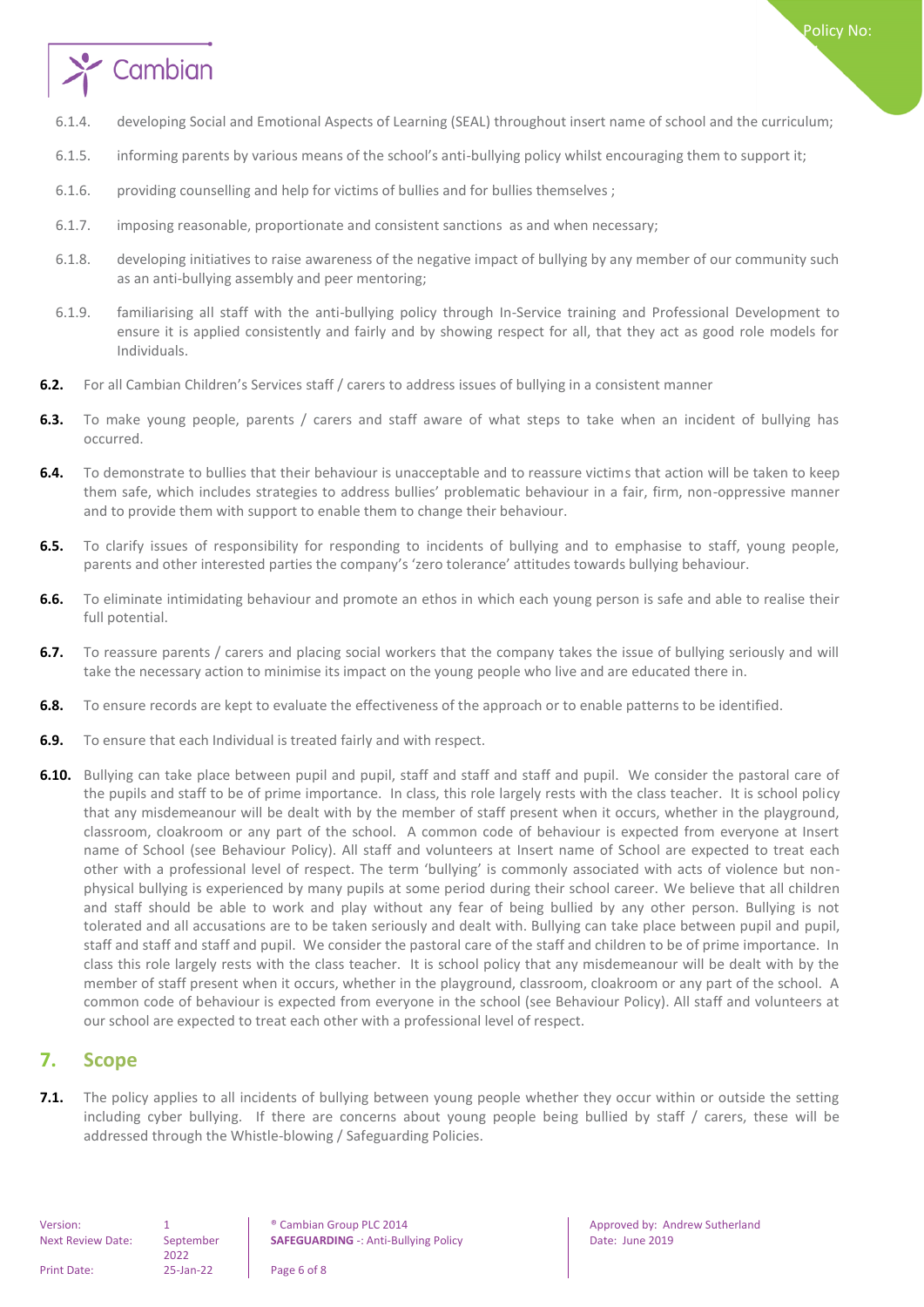6.1.4. developing Social and Emotional Aspects of Learning (SEAL) throughout insert name of school and the curriculum;

6.1.5. informing parents by various means of the school's anti-bullying policy whilst encouraging them to support it;

6.1.6. providing counselling and help for victims of bullies and for bullies themselves ;

6.1.7. imposing reasonable, proportionate and consistent sanctions as and when necessary;

6.1.8. developing initiatives to raise awareness of the negative impact of bullying by any member of our community such as an anti-bullying assembly and peer mentoring;

6.1.9. familiarising all staff with the anti-bullying policy through In-Service training and Professional Development to ensure it is applied consistently and fairly and by showing respect for all, that they act as good role models for Individuals.

**6.2.** For all Cambian Children's Services staff / carers to address issues of bullying in a consistent manner

**6.3.** To make young people, parents / carers and staff aware of what steps to take when an incident of bullying has occurred.

**6.4.** To demonstrate to bullies that their behaviour is unacceptable and to reassure victims that action will be taken to keep them safe, which includes strategies to address bullies' problematic behaviour in a fair, firm, non-oppressive manner and to provide them with support to enable them to change their behaviour.

**6.5.** To clarify issues of responsibility for responding to incidents of bullying and to emphasise to staff, young people, parents and other interested parties the company's 'zero tolerance' attitudes towards bullying behaviour.

**6.6.** To eliminate intimidating behaviour and promote an ethos in which each young person is safe and able to realise their full potential.

**6.7.** To reassure parents / carers and placing social workers that the company takes the issue of bullying seriously and will take the necessary action to minimise its impact on the young people who live and are educated there in.

**6.8.** To ensure records are kept to evaluate the effectiveness of the approach or to enable patterns to be identified.

**6.9.** To ensure that each Individual is treated fairly and with respect.

**6.10.** Bullying can take place between pupil and pupil, staff and staff and staff and pupil. We consider the pastoral care of the pupils and staff to be of prime importance. In class, this role largely rests with the class teacher. It is school policy that any misdemeanour will be dealt with by the member of staff present when it occurs, whether in the playground, classroom, cloakroom or any part of the school. A common code of behaviour is expected from everyone at Insert name of School (see Behaviour Policy). All staff and volunteers at Insert name of School are expected to treat each other with a professional level of respect. The term 'bullying' is commonly associated with acts of violence but non-physical bullying is experienced by many pupils at some period during their school career. We believe that all children and staff should be able to work and play without any fear of being bullied by any other person. Bullying is not tolerated and all accusations are to be taken seriously and dealt with. Bullying can take place between pupil and pupil, staff and staff and staff and pupil. We consider the pastoral care of the staff and children to be of prime importance. In class this role largely rests with the class teacher. It is school policy that any misdemeanour will be dealt with by the member of staff present when it occurs, whether in the playground, classroom, cloakroom or any part of the school. A common code of behaviour is expected from everyone in the school (see Behaviour Policy). All staff and volunteers at our school are expected to treat each other with a professional level of respect.

## 7. Scope

**7.1.** The policy applies to all incidents of bullying between young people whether they occur within or outside the setting including cyber bullying. If there are concerns about young people being bullied by staff / carers, these will be addressed through the Whistle-blowing / Safeguarding Policies.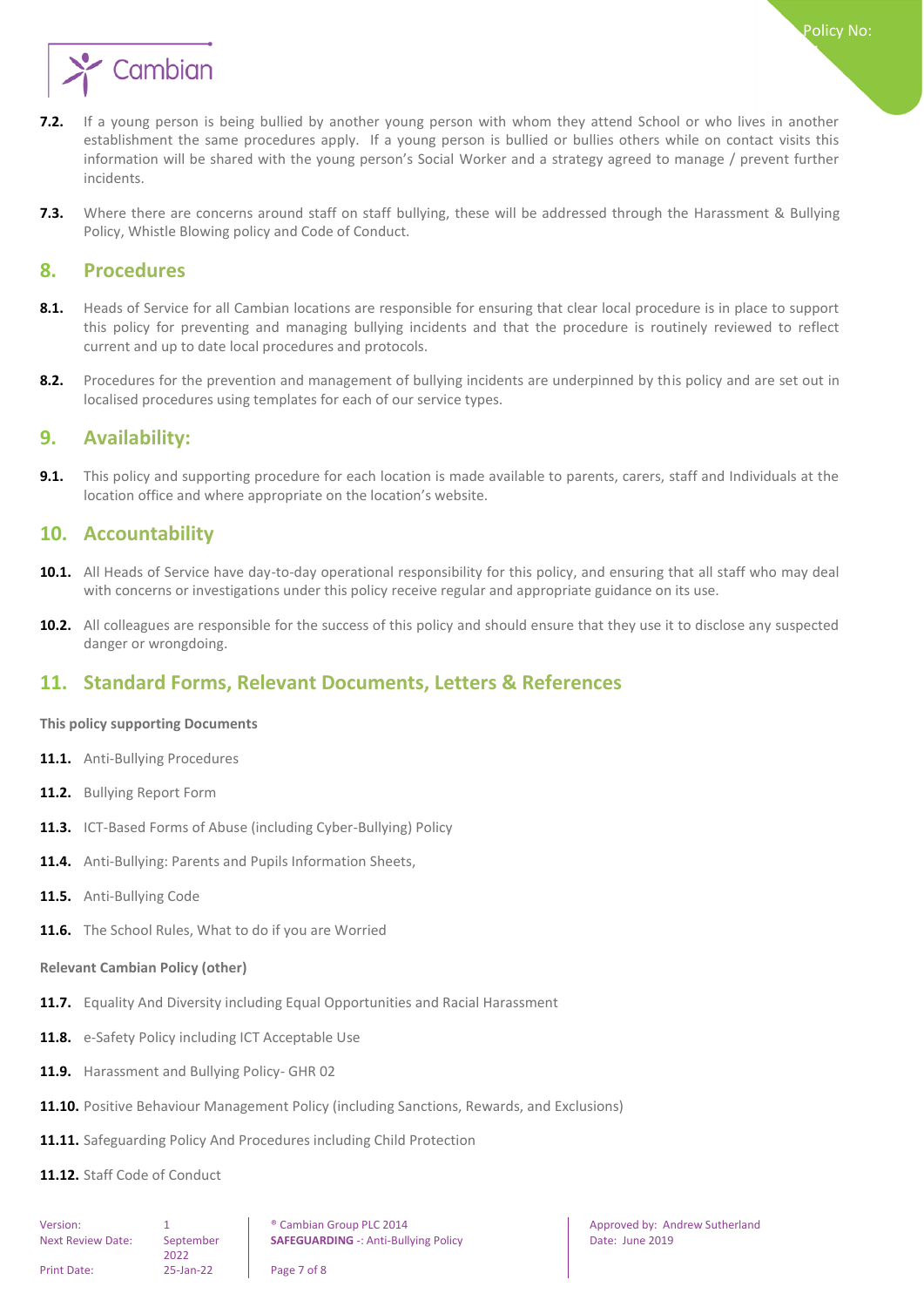**7.2.** If a young person is being bullied by another young person with whom they attend School or who lives in another establishment the same procedures apply. If a young person is bullied or bullies others while on contact visits this information will be shared with the young person's Social Worker and a strategy agreed to manage / prevent further incidents.

**7.3.** Where there are concerns around staff on staff bullying, these will be addressed through the Harassment & Bullying Policy, Whistle Blowing policy and Code of Conduct.

## 8. Procedures

**8.1.** Heads of Service for all Cambian locations are responsible for ensuring that clear local procedure is in place to support this policy for preventing and managing bullying incidents and that the procedure is routinely reviewed to reflect current and up to date local procedures and protocols.

**8.2.** Procedures for the prevention and management of bullying incidents are underpinned by this policy and are set out in localised procedures using templates for each of our service types.

## 9. Availability:

**9.1.** This policy and supporting procedure for each location is made available to parents, carers, staff and Individuals at the location office and where appropriate on the location's website.

## 10. Accountability

**10.1.** All Heads of Service have day-to-day operational responsibility for this policy, and ensuring that all staff who may deal with concerns or investigations under this policy receive regular and appropriate guidance on its use.

**10.2.** All colleagues are responsible for the success of this policy and should ensure that they use it to disclose any suspected danger or wrongdoing.

## 11. Standard Forms, Relevant Documents, Letters & References

**This policy supporting Documents**

**11.1.** Anti-Bullying Procedures

**11.2.** Bullying Report Form

**11.3.** ICT-Based Forms of Abuse (including Cyber-Bullying) Policy

**11.4.** Anti-Bullying: Parents and Pupils Information Sheets,

**11.5.** Anti-Bullying Code

**11.6.** The School Rules, What to do if you are Worried

**Relevant Cambian Policy (other)**

**11.7.** Equality And Diversity including Equal Opportunities and Racial Harassment

**11.8.** e-Safety Policy including ICT Acceptable Use

**11.9.** Harassment and Bullying Policy- GHR 02

**11.10.** Positive Behaviour Management Policy (including Sanctions, Rewards, and Exclusions)

**11.11.** Safeguarding Policy And Procedures including Child Protection

**11.12.** Staff Code of Conduct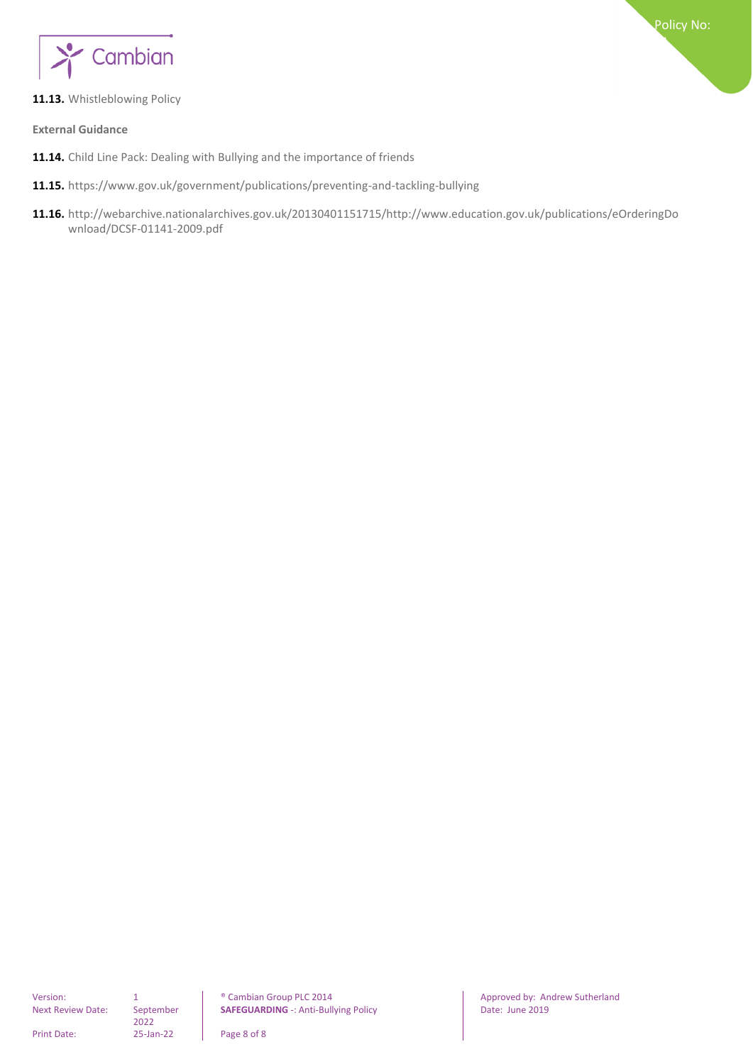**11.13.** Whistleblowing Policy

**External Guidance**

**11.14.** Child Line Pack: Dealing with Bullying and the importance of friends

**11.15.** https://www.gov.uk/government/publications/preventing-and-tackling-bullying

**11.16.** http://webarchive.nationalarchives.gov.uk/20130401151715/http://www.education.gov.uk/publications/eOrderingDownload/DCSF-01141-2009.pdf